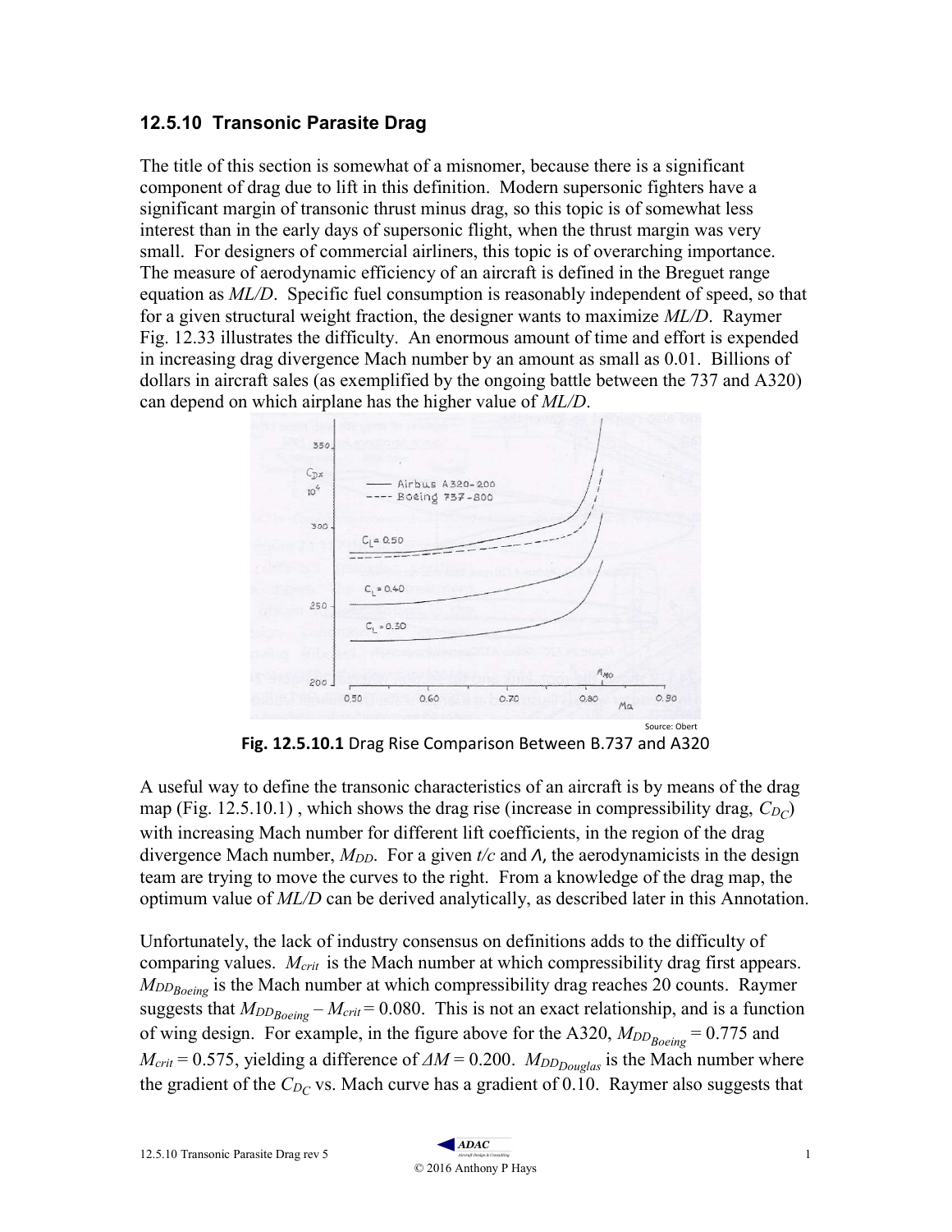### 12.5.10 Transonic Parasite Drag

The title of this section is somewhat of a misnomer, because there is a significant component of drag due to lift in this definition. Modern supersonic fighters have a significant margin of transonic thrust minus drag, so this topic is of somewhat less interest than in the early days of supersonic flight, when the thrust margin was very small. For designers of commercial airliners, this topic is of overarching importance. The measure of aerodynamic efficiency of an aircraft is defined in the Breguet range equation as *ML/D*. Specific fuel consumption is reasonably independent of speed, so that for a given structural weight fraction, the designer wants to maximize *ML/D*. Raymer Fig. 12.33 illustrates the difficulty. An enormous amount of time and effort is expended in increasing drag divergence Mach number by an amount as small as 0.01. Billions of dollars in aircraft sales (as exemplified by the ongoing battle between the 737 and A320) can depend on which airplane has the higher value of *ML/D*.

Source: Obert

**Fig. 12.5.10.1** Drag Rise Comparison Between B.737 and A320

A useful way to define the transonic characteristics of an aircraft is by means of the drag map (Fig. 12.5.10.1) , which shows the drag rise (increase in compressibility drag, $C_{D_C}$) with increasing Mach number for different lift coefficients, in the region of the drag divergence Mach number, $M_{DD}$. For a given $t/c$ and $\Lambda$, the aerodynamicists in the design team are trying to move the curves to the right. From a knowledge of the drag map, the optimum value of *ML/D* can be derived analytically, as described later in this Annotation.

Unfortunately, the lack of industry consensus on definitions adds to the difficulty of comparing values. $M_{crit}$ is the Mach number at which compressibility drag first appears. $M_{DD_{Boeing}}$ is the Mach number at which compressibility drag reaches 20 counts. Raymer suggests that $M_{DD_{Boeing}} - M_{crit} = 0.080$. This is not an exact relationship, and is a function of wing design. For example, in the figure above for the A320, $M_{DD_{Boeing}} = 0.775$ and $M_{crit} = 0.575$, yielding a difference of $\Delta M = 0.200$. $M_{DD_{Douglas}}$ is the Mach number where the gradient of the $C_{D_C}$ vs. Mach curve has a gradient of 0.10. Raymer also suggests that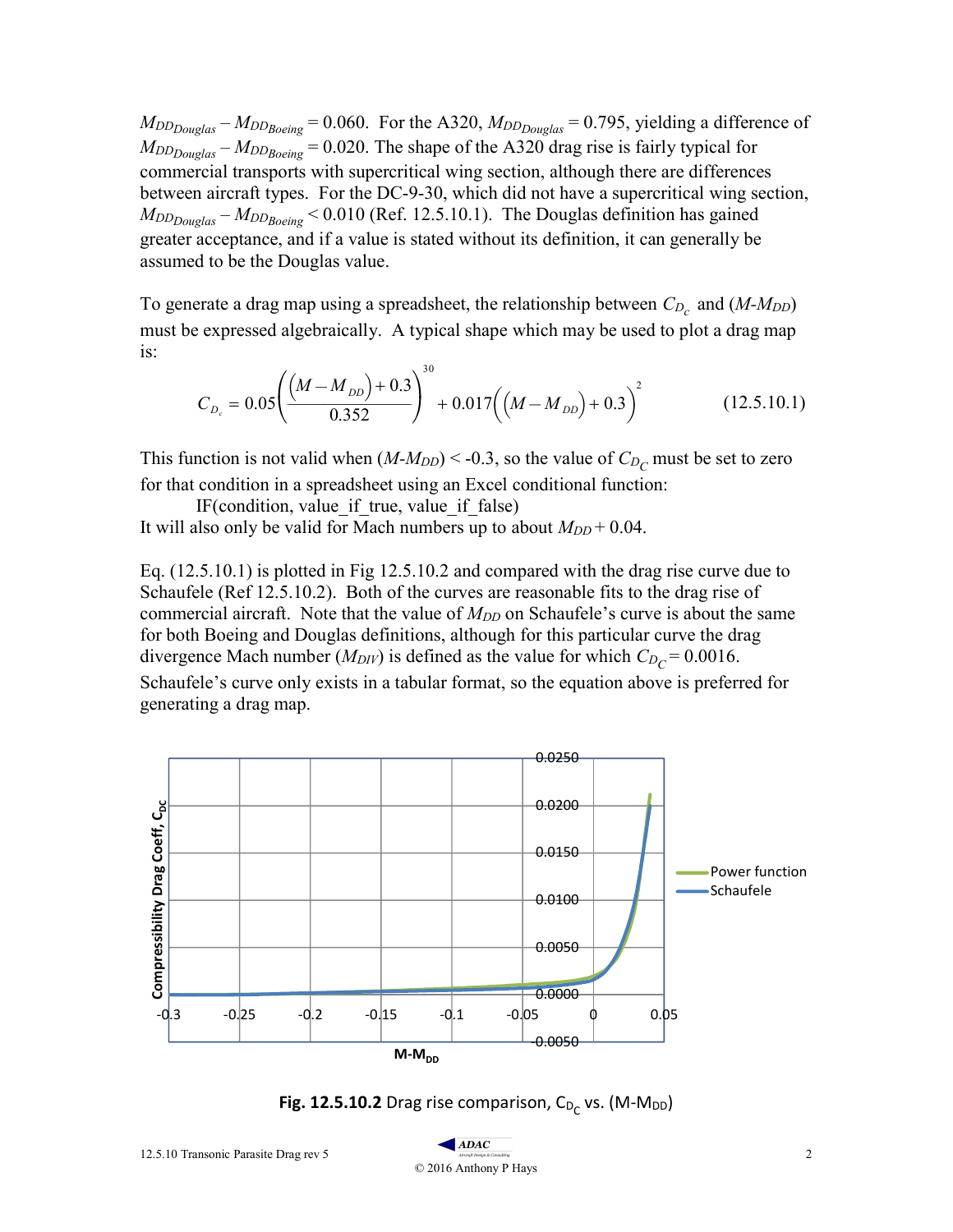$M_{DD_{Douglas}} - M_{DD_{Boeing}} = 0.060$. For the A320, $M_{DD_{Douglas}} = 0.795$, yielding a difference of $M_{DD_{Douglas}} - M_{DD_{Boeing}} = 0.020$. The shape of the A320 drag rise is fairly typical for commercial transports with supercritical wing section, although there are differences between aircraft types. For the DC-9-30, which did not have a supercritical wing section, $M_{DD_{Douglas}} - M_{DD_{Boeing}} < 0.010$ (Ref. 12.5.10.1). The Douglas definition has gained greater acceptance, and if a value is stated without its definition, it can generally be assumed to be the Douglas value.

To generate a drag map using a spreadsheet, the relationship between $C_{D_c}$ and $(M\text{-}M_{DD})$ must be expressed algebraically. A typical shape which may be used to plot a drag map is:

$$C_{D_c} = 0.05\left(\frac{\left(M - M_{DD}\right) + 0.3}{0.352}\right)^{30} + 0.017\left(\left(M - M_{DD}\right) + 0.3\right)^{2} \qquad (12.5.10.1)$$

This function is not valid when $(M\text{-}M_{DD}) < -0.3$, so the value of $C_{D_C}$ must be set to zero for that condition in a spreadsheet using an Excel conditional function:

IF(condition, value_if_true, value_if_false)

It will also only be valid for Mach numbers up to about $M_{DD} + 0.04$.

Eq. (12.5.10.1) is plotted in Fig 12.5.10.2 and compared with the drag rise curve due to Schaufele (Ref 12.5.10.2). Both of the curves are reasonable fits to the drag rise of commercial aircraft. Note that the value of $M_{DD}$ on Schaufele's curve is about the same for both Boeing and Douglas definitions, although for this particular curve the drag divergence Mach number ($M_{DIV}$) is defined as the value for which $C_{D_C} = 0.0016$. Schaufele's curve only exists in a tabular format, so the equation above is preferred for generating a drag map.

**Fig. 12.5.10.2** Drag rise comparison, $C_{D_C}$ vs. $(M\text{-}M_{DD})$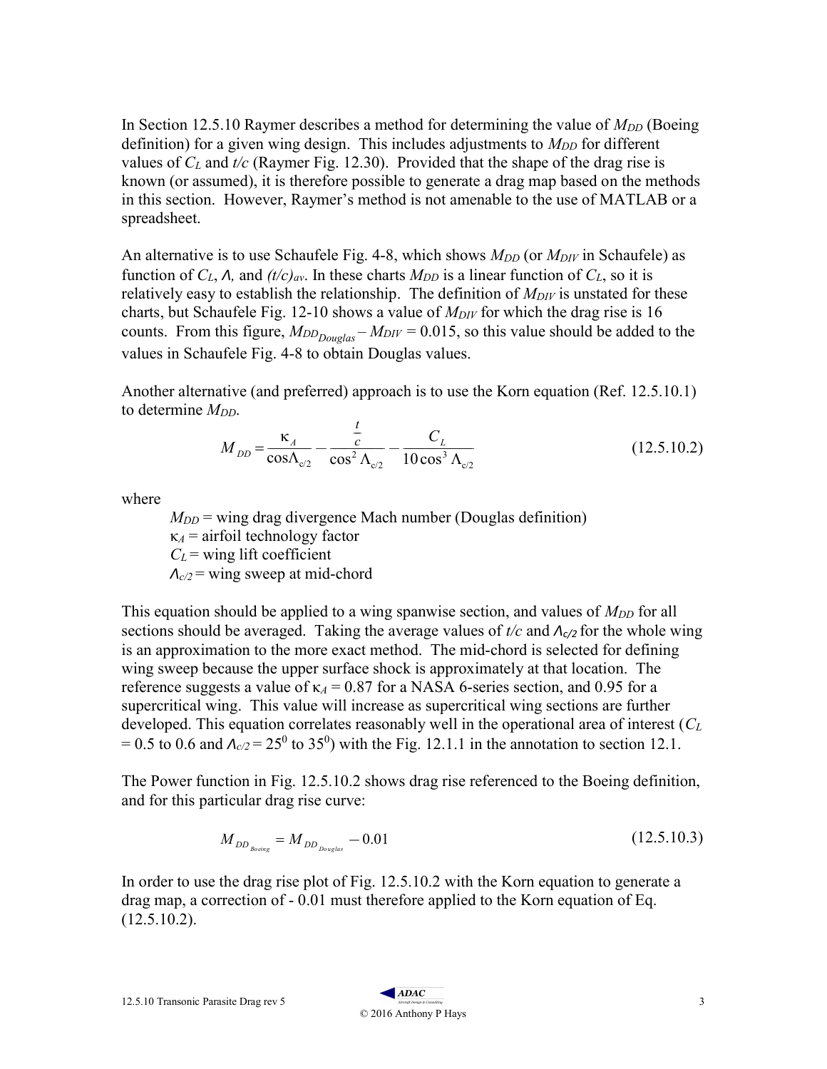In Section 12.5.10 Raymer describes a method for determining the value of $M_{DD}$ (Boeing definition) for a given wing design. This includes adjustments to $M_{DD}$ for different values of $C_L$ and $t/c$ (Raymer Fig. 12.30). Provided that the shape of the drag rise is known (or assumed), it is therefore possible to generate a drag map based on the methods in this section. However, Raymer's method is not amenable to the use of MATLAB or a spreadsheet.

An alternative is to use Schaufele Fig. 4-8, which shows $M_{DD}$ (or $M_{DIV}$ in Schaufele) as function of $C_L$, $\Lambda$, and $(t/c)_{av}$. In these charts $M_{DD}$ is a linear function of $C_L$, so it is relatively easy to establish the relationship. The definition of $M_{DIV}$ is unstated for these charts, but Schaufele Fig. 12-10 shows a value of $M_{DIV}$ for which the drag rise is 16 counts. From this figure, $M_{DD_{Douglas}} - M_{DIV} = 0.015$, so this value should be added to the values in Schaufele Fig. 4-8 to obtain Douglas values.

Another alternative (and preferred) approach is to use the Korn equation (Ref. 12.5.10.1) to determine $M_{DD}$.

$$M_{DD} = \frac{\kappa_A}{\cos\Lambda_{c/2}} - \frac{\frac{t}{c}}{\cos^2\Lambda_{c/2}} - \frac{C_L}{10\cos^3\Lambda_{c/2}} \tag{12.5.10.2}$$

where

- $M_{DD}$ = wing drag divergence Mach number (Douglas definition)
- $\kappa_A$ = airfoil technology factor
- $C_L$ = wing lift coefficient
- $\Lambda_{c/2}$ = wing sweep at mid-chord

This equation should be applied to a wing spanwise section, and values of $M_{DD}$ for all sections should be averaged. Taking the average values of $t/c$ and $\Lambda_{c/2}$ for the whole wing is an approximation to the more exact method. The mid-chord is selected for defining wing sweep because the upper surface shock is approximately at that location. The reference suggests a value of $\kappa_A = 0.87$ for a NASA 6-series section, and 0.95 for a supercritical wing. This value will increase as supercritical wing sections are further developed. This equation correlates reasonably well in the operational area of interest ($C_L = 0.5$ to $0.6$ and $\Lambda_{c/2} = 25^0$ to $35^0$) with the Fig. 12.1.1 in the annotation to section 12.1.

The Power function in Fig. 12.5.10.2 shows drag rise referenced to the Boeing definition, and for this particular drag rise curve:

$$M_{DD_{Boeing}} = M_{DD_{Douglas}} - 0.01 \tag{12.5.10.3}$$

In order to use the drag rise plot of Fig. 12.5.10.2 with the Korn equation to generate a drag map, a correction of - 0.01 must therefore applied to the Korn equation of Eq. (12.5.10.2).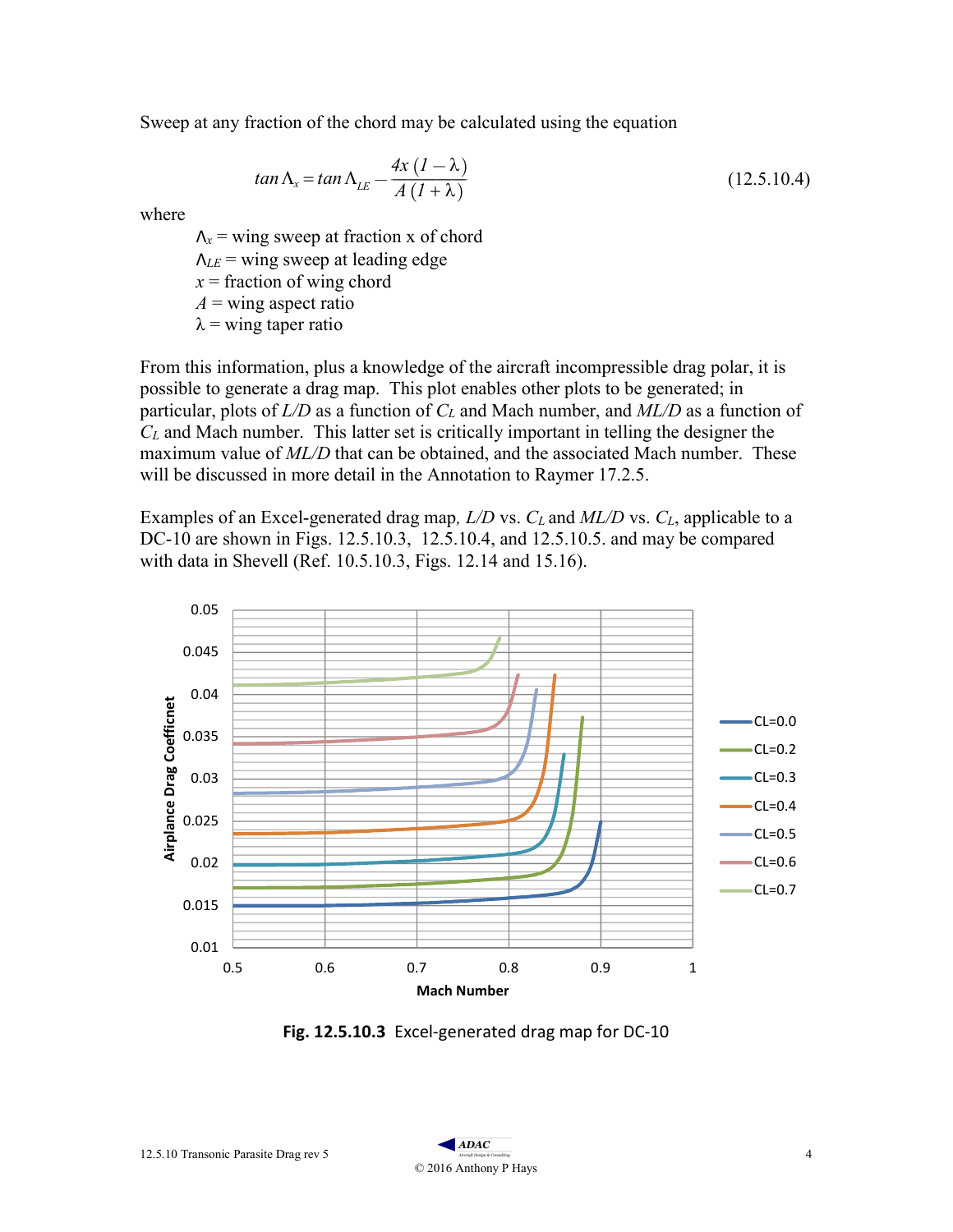Sweep at any fraction of the chord may be calculated using the equation

$$\tan \Lambda_x = \tan \Lambda_{LE} - \frac{4x\,(1-\lambda)}{A\,(1+\lambda)} \tag{12.5.10.4}$$

where

$\Lambda_x$ = wing sweep at fraction x of chord
$\Lambda_{LE}$ = wing sweep at leading edge
$x$ = fraction of wing chord
$A$ = wing aspect ratio
$\lambda$ = wing taper ratio

From this information, plus a knowledge of the aircraft incompressible drag polar, it is possible to generate a drag map. This plot enables other plots to be generated; in particular, plots of $L/D$ as a function of $C_L$ and Mach number, and $ML/D$ as a function of $C_L$ and Mach number. This latter set is critically important in telling the designer the maximum value of $ML/D$ that can be obtained, and the associated Mach number. These will be discussed in more detail in the Annotation to Raymer 17.2.5.

Examples of an Excel-generated drag map, $L/D$ vs. $C_L$ and $ML/D$ vs. $C_L$, applicable to a DC-10 are shown in Figs. 12.5.10.3, 12.5.10.4, and 12.5.10.5. and may be compared with data in Shevell (Ref. 10.5.10.3, Figs. 12.14 and 15.16).

**Fig. 12.5.10.3** Excel-generated drag map for DC-10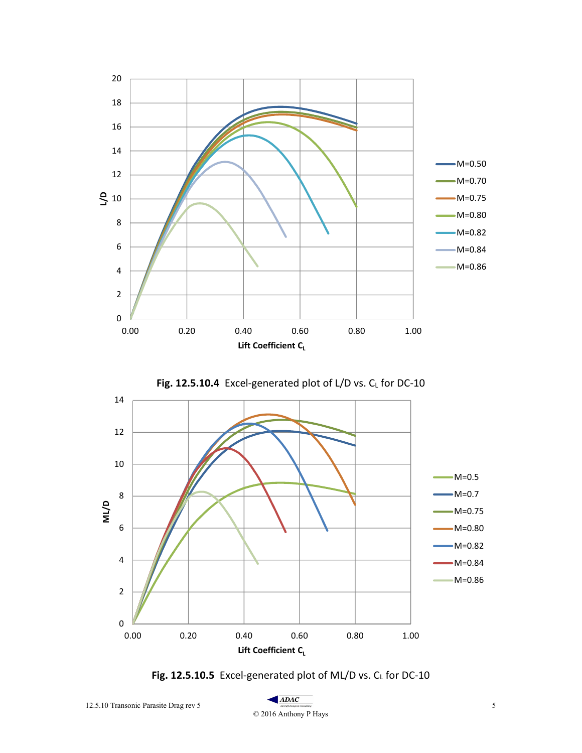Fig. 12.5.10.4 Excel-generated plot of L/D vs. $C_L$ for DC-10

Fig. 12.5.10.5 Excel-generated plot of ML/D vs. $C_L$ for DC-10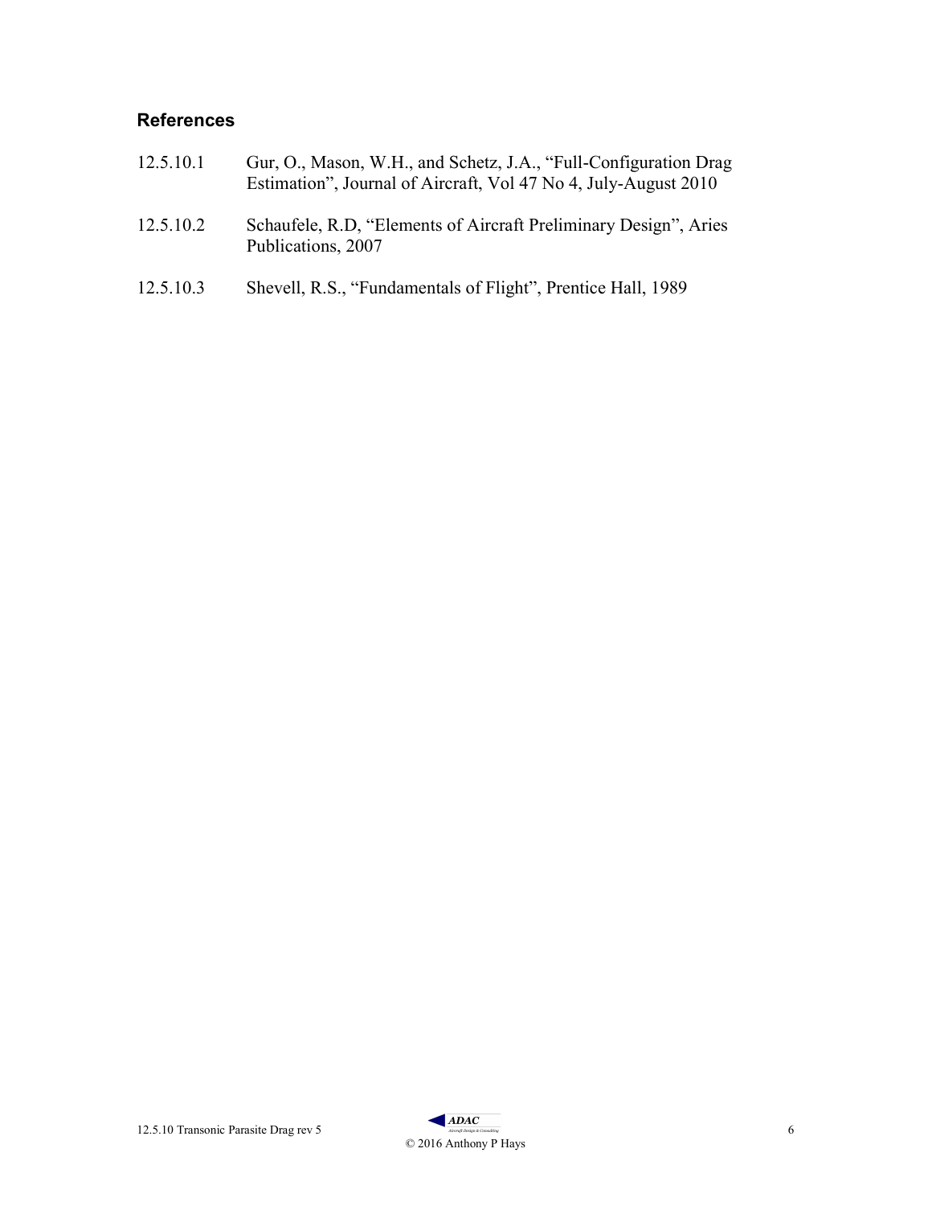## References

12.5.10.1 Gur, O., Mason, W.H., and Schetz, J.A., "Full-Configuration Drag Estimation", Journal of Aircraft, Vol 47 No 4, July-August 2010

12.5.10.2 Schaufele, R.D, "Elements of Aircraft Preliminary Design", Aries Publications, 2007

12.5.10.3 Shevell, R.S., "Fundamentals of Flight", Prentice Hall, 1989